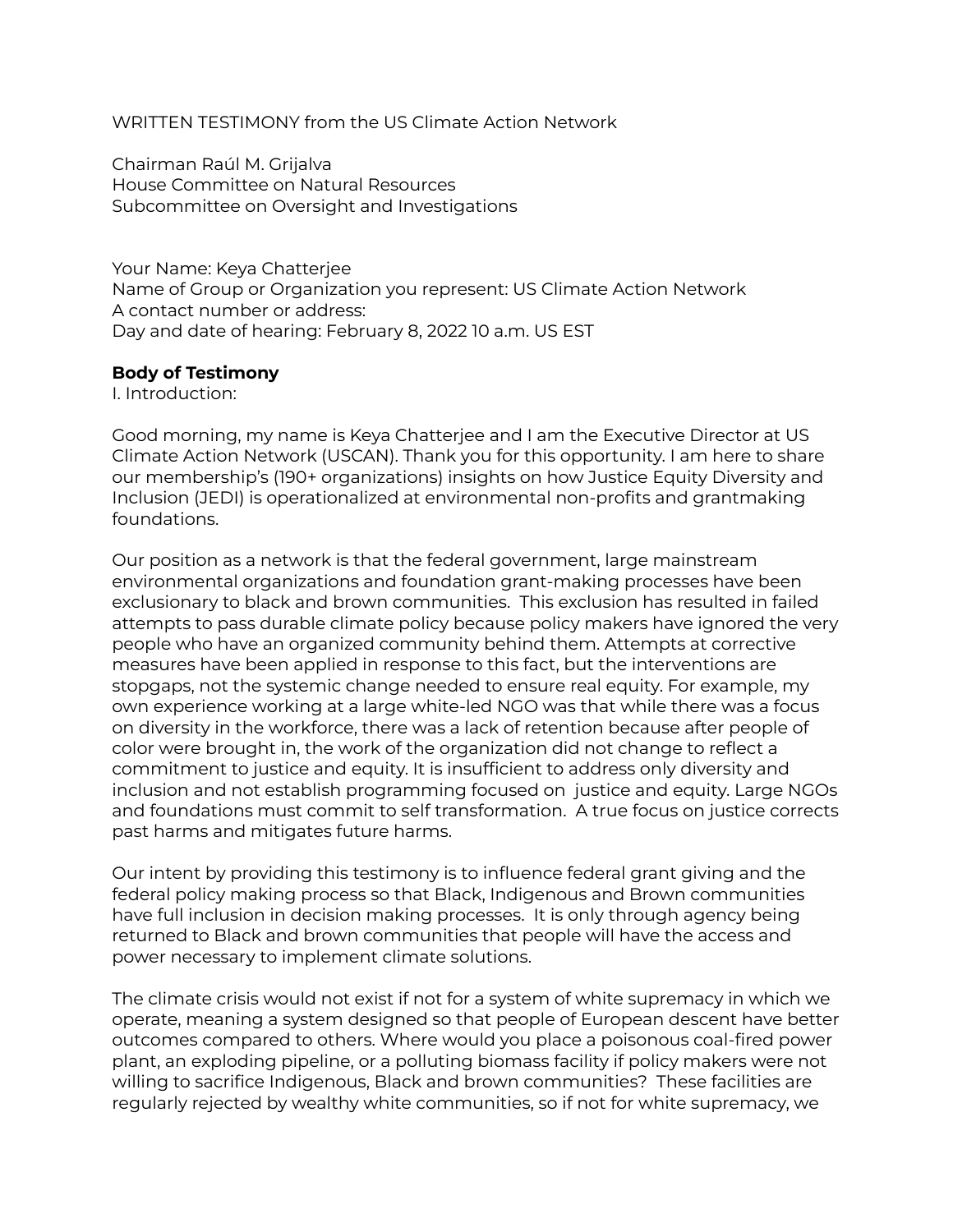WRITTEN TESTIMONY from the US Climate Action Network

Chairman Raúl M. Grijalva
House Committee on Natural Resources
Subcommittee on Oversight and Investigations

Your Name: Keya Chatterjee
Name of Group or Organization you represent: US Climate Action Network
A contact number or address:
Day and date of hearing: February 8, 2022 10 a.m. US EST

**Body of Testimony**

I. Introduction:

Good morning, my name is Keya Chatterjee and I am the Executive Director at US Climate Action Network (USCAN). Thank you for this opportunity. I am here to share our membership's (190+ organizations) insights on how Justice Equity Diversity and Inclusion (JEDI) is operationalized at environmental non-profits and grantmaking foundations.

Our position as a network is that the federal government, large mainstream environmental organizations and foundation grant-making processes have been exclusionary to black and brown communities. This exclusion has resulted in failed attempts to pass durable climate policy because policy makers have ignored the very people who have an organized community behind them. Attempts at corrective measures have been applied in response to this fact, but the interventions are stopgaps, not the systemic change needed to ensure real equity. For example, my own experience working at a large white-led NGO was that while there was a focus on diversity in the workforce, there was a lack of retention because after people of color were brought in, the work of the organization did not change to reflect a commitment to justice and equity. It is insufficient to address only diversity and inclusion and not establish programming focused on justice and equity. Large NGOs and foundations must commit to self transformation. A true focus on justice corrects past harms and mitigates future harms.

Our intent by providing this testimony is to influence federal grant giving and the federal policy making process so that Black, Indigenous and Brown communities have full inclusion in decision making processes. It is only through agency being returned to Black and brown communities that people will have the access and power necessary to implement climate solutions.

The climate crisis would not exist if not for a system of white supremacy in which we operate, meaning a system designed so that people of European descent have better outcomes compared to others. Where would you place a poisonous coal-fired power plant, an exploding pipeline, or a polluting biomass facility if policy makers were not willing to sacrifice Indigenous, Black and brown communities? These facilities are regularly rejected by wealthy white communities, so if not for white supremacy, we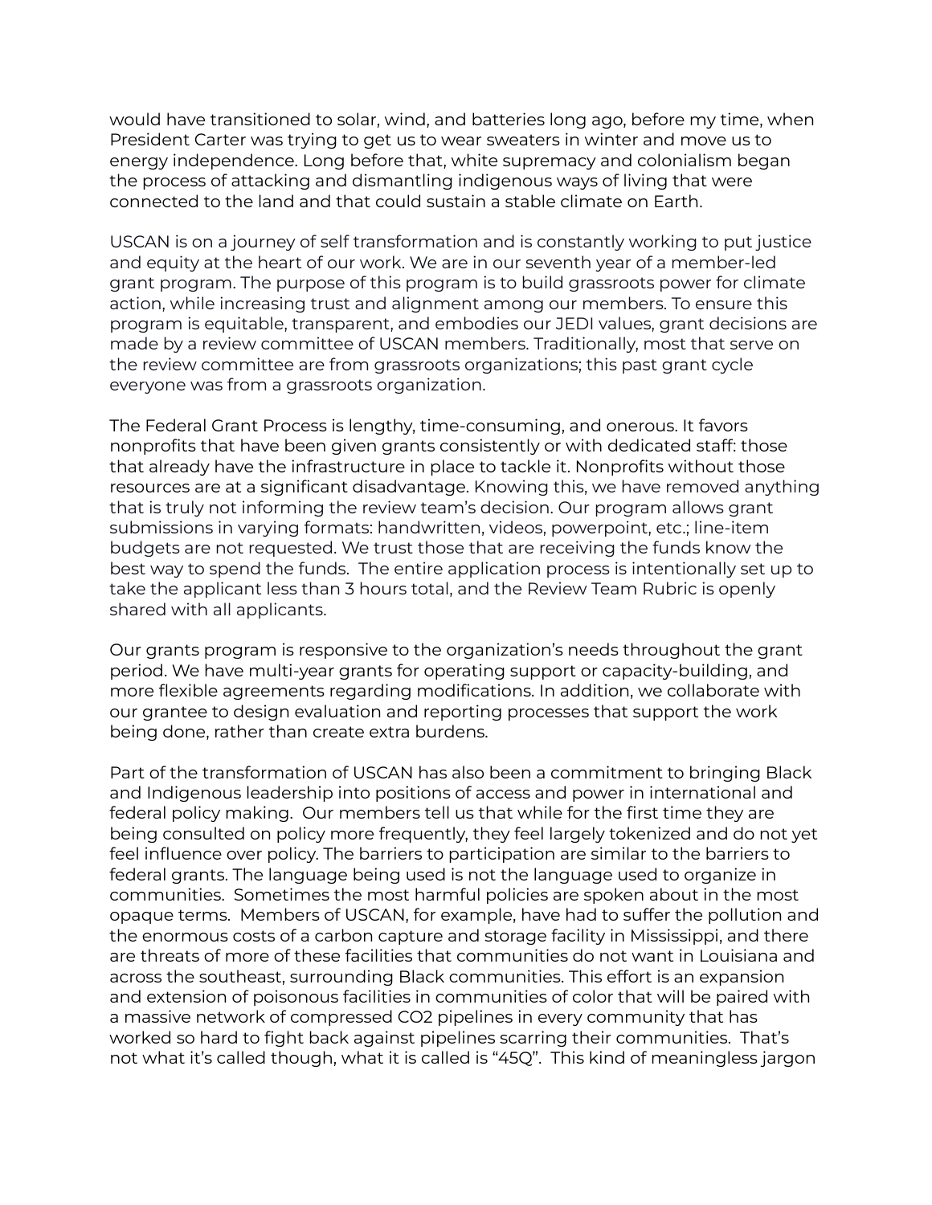would have transitioned to solar, wind, and batteries long ago, before my time, when President Carter was trying to get us to wear sweaters in winter and move us to energy independence. Long before that, white supremacy and colonialism began the process of attacking and dismantling indigenous ways of living that were connected to the land and that could sustain a stable climate on Earth.

USCAN is on a journey of self transformation and is constantly working to put justice and equity at the heart of our work. We are in our seventh year of a member-led grant program. The purpose of this program is to build grassroots power for climate action, while increasing trust and alignment among our members. To ensure this program is equitable, transparent, and embodies our JEDI values, grant decisions are made by a review committee of USCAN members. Traditionally, most that serve on the review committee are from grassroots organizations; this past grant cycle everyone was from a grassroots organization.

The Federal Grant Process is lengthy, time-consuming, and onerous. It favors nonprofits that have been given grants consistently or with dedicated staff: those that already have the infrastructure in place to tackle it. Nonprofits without those resources are at a significant disadvantage. Knowing this, we have removed anything that is truly not informing the review team's decision. Our program allows grant submissions in varying formats: handwritten, videos, powerpoint, etc.; line-item budgets are not requested. We trust those that are receiving the funds know the best way to spend the funds. The entire application process is intentionally set up to take the applicant less than 3 hours total, and the Review Team Rubric is openly shared with all applicants.

Our grants program is responsive to the organization's needs throughout the grant period. We have multi-year grants for operating support or capacity-building, and more flexible agreements regarding modifications. In addition, we collaborate with our grantee to design evaluation and reporting processes that support the work being done, rather than create extra burdens.

Part of the transformation of USCAN has also been a commitment to bringing Black and Indigenous leadership into positions of access and power in international and federal policy making. Our members tell us that while for the first time they are being consulted on policy more frequently, they feel largely tokenized and do not yet feel influence over policy. The barriers to participation are similar to the barriers to federal grants. The language being used is not the language used to organize in communities. Sometimes the most harmful policies are spoken about in the most opaque terms. Members of USCAN, for example, have had to suffer the pollution and the enormous costs of a carbon capture and storage facility in Mississippi, and there are threats of more of these facilities that communities do not want in Louisiana and across the southeast, surrounding Black communities. This effort is an expansion and extension of poisonous facilities in communities of color that will be paired with a massive network of compressed CO2 pipelines in every community that has worked so hard to fight back against pipelines scarring their communities. That's not what it's called though, what it is called is "45Q". This kind of meaningless jargon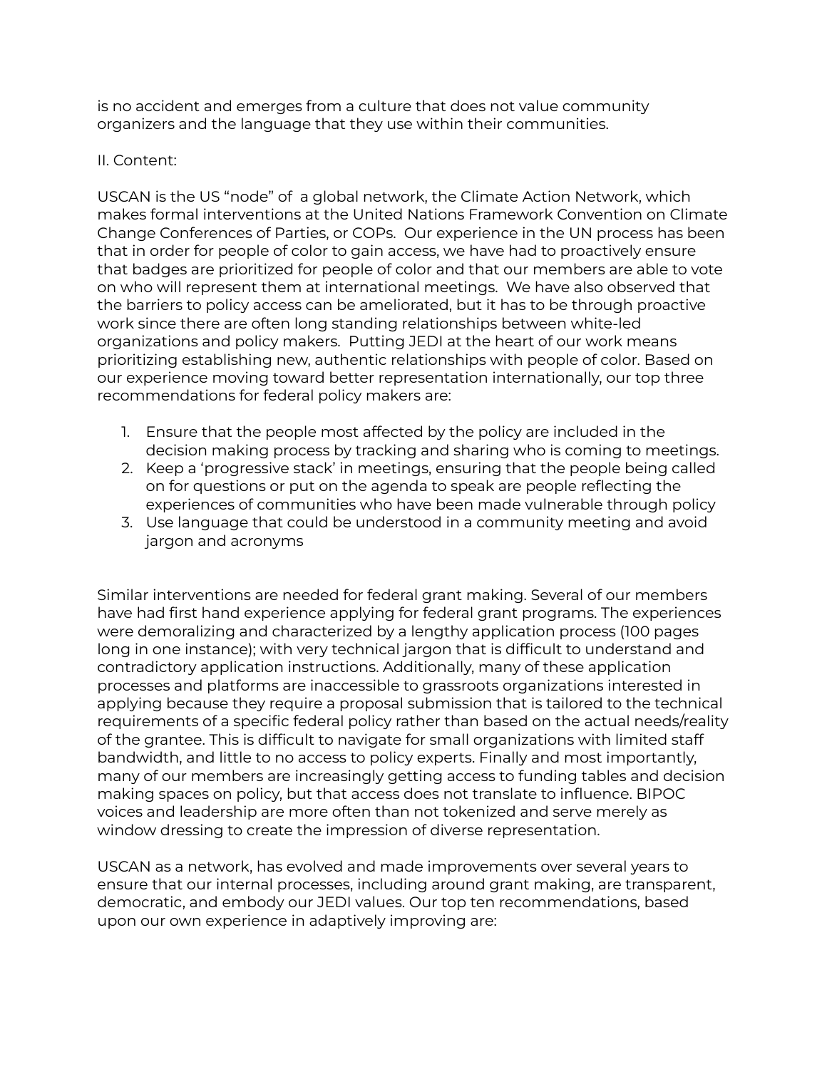is no accident and emerges from a culture that does not value community organizers and the language that they use within their communities.

II. Content:

USCAN is the US “node” of a global network, the Climate Action Network, which makes formal interventions at the United Nations Framework Convention on Climate Change Conferences of Parties, or COPs. Our experience in the UN process has been that in order for people of color to gain access, we have had to proactively ensure that badges are prioritized for people of color and that our members are able to vote on who will represent them at international meetings. We have also observed that the barriers to policy access can be ameliorated, but it has to be through proactive work since there are often long standing relationships between white-led organizations and policy makers. Putting JEDI at the heart of our work means prioritizing establishing new, authentic relationships with people of color. Based on our experience moving toward better representation internationally, our top three recommendations for federal policy makers are:

1. Ensure that the people most affected by the policy are included in the decision making process by tracking and sharing who is coming to meetings.
2. Keep a ‘progressive stack’ in meetings, ensuring that the people being called on for questions or put on the agenda to speak are people reflecting the experiences of communities who have been made vulnerable through policy
3. Use language that could be understood in a community meeting and avoid jargon and acronyms

Similar interventions are needed for federal grant making. Several of our members have had first hand experience applying for federal grant programs. The experiences were demoralizing and characterized by a lengthy application process (100 pages long in one instance); with very technical jargon that is difficult to understand and contradictory application instructions. Additionally, many of these application processes and platforms are inaccessible to grassroots organizations interested in applying because they require a proposal submission that is tailored to the technical requirements of a specific federal policy rather than based on the actual needs/reality of the grantee. This is difficult to navigate for small organizations with limited staff bandwidth, and little to no access to policy experts. Finally and most importantly, many of our members are increasingly getting access to funding tables and decision making spaces on policy, but that access does not translate to influence. BIPOC voices and leadership are more often than not tokenized and serve merely as window dressing to create the impression of diverse representation.

USCAN as a network, has evolved and made improvements over several years to ensure that our internal processes, including around grant making, are transparent, democratic, and embody our JEDI values. Our top ten recommendations, based upon our own experience in adaptively improving are: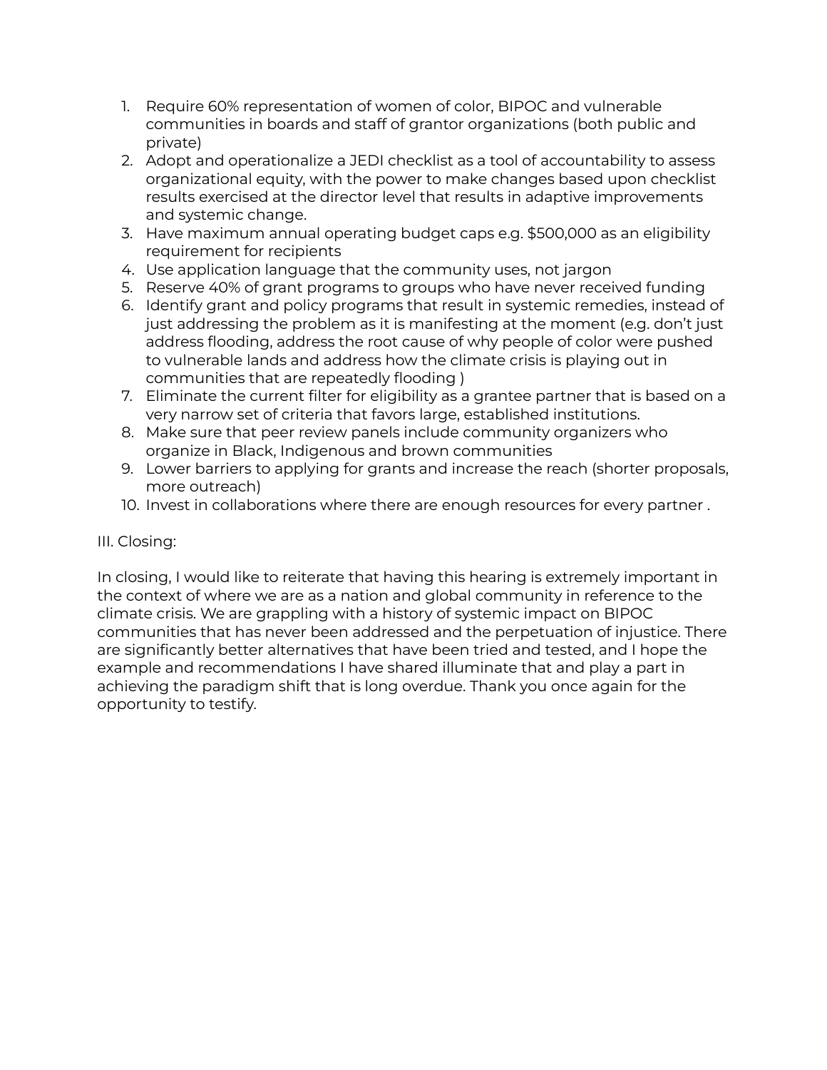1. Require 60% representation of women of color, BIPOC and vulnerable communities in boards and staff of grantor organizations (both public and private)
2. Adopt and operationalize a JEDI checklist as a tool of accountability to assess organizational equity, with the power to make changes based upon checklist results exercised at the director level that results in adaptive improvements and systemic change.
3. Have maximum annual operating budget caps e.g. $500,000 as an eligibility requirement for recipients
4. Use application language that the community uses, not jargon
5. Reserve 40% of grant programs to groups who have never received funding
6. Identify grant and policy programs that result in systemic remedies, instead of just addressing the problem as it is manifesting at the moment (e.g. don't just address flooding, address the root cause of why people of color were pushed to vulnerable lands and address how the climate crisis is playing out in communities that are repeatedly flooding )
7. Eliminate the current filter for eligibility as a grantee partner that is based on a very narrow set of criteria that favors large, established institutions.
8. Make sure that peer review panels include community organizers who organize in Black, Indigenous and brown communities
9. Lower barriers to applying for grants and increase the reach (shorter proposals, more outreach)
10. Invest in collaborations where there are enough resources for every partner .

III. Closing:

In closing, I would like to reiterate that having this hearing is extremely important in the context of where we are as a nation and global community in reference to the climate crisis. We are grappling with a history of systemic impact on BIPOC communities that has never been addressed and the perpetuation of injustice. There are significantly better alternatives that have been tried and tested, and I hope the example and recommendations I have shared illuminate that and play a part in achieving the paradigm shift that is long overdue. Thank you once again for the opportunity to testify.